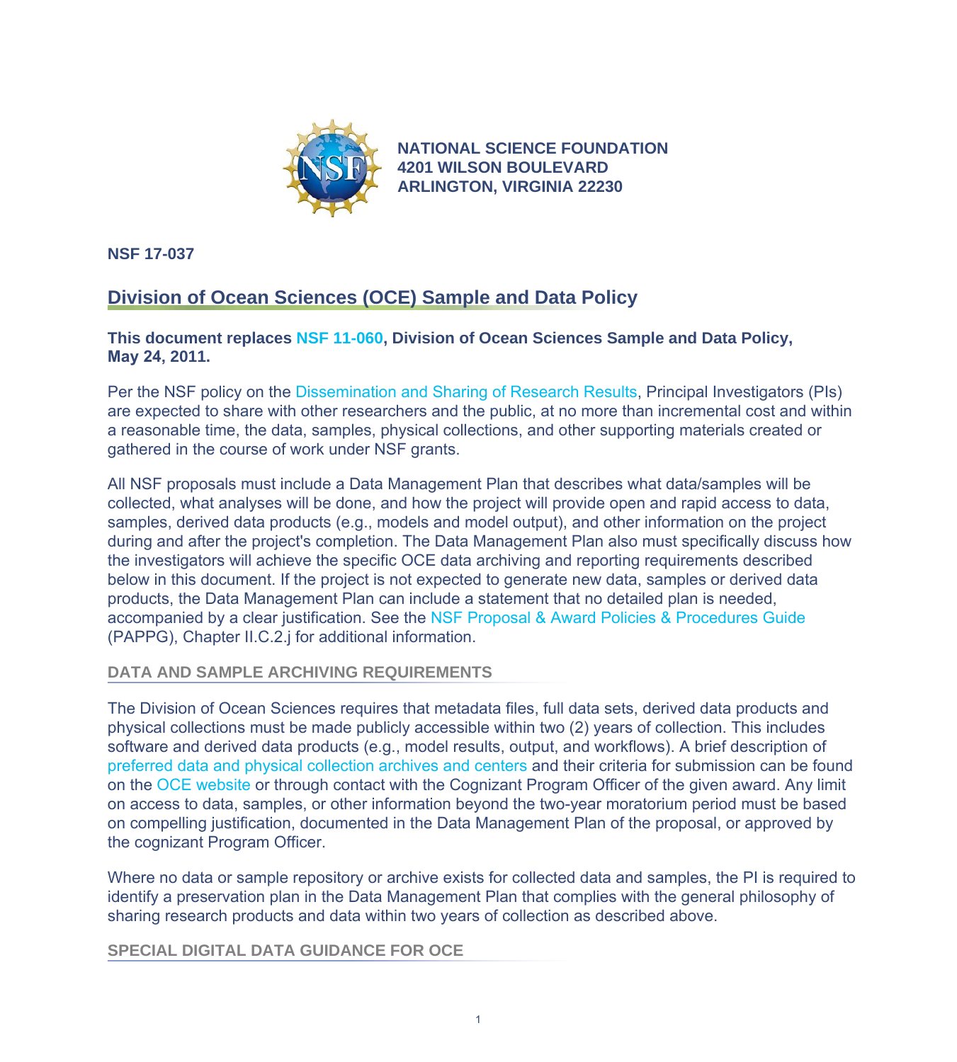**NATIONAL SCIENCE FOUNDATION**
**4201 WILSON BOULEVARD**
**ARLINGTON, VIRGINIA 22230**

**NSF 17-037**

# Division of Ocean Sciences (OCE) Sample and Data Policy

**This document replaces NSF 11-060, Division of Ocean Sciences Sample and Data Policy, May 24, 2011.**

Per the NSF policy on the Dissemination and Sharing of Research Results, Principal Investigators (PIs) are expected to share with other researchers and the public, at no more than incremental cost and within a reasonable time, the data, samples, physical collections, and other supporting materials created or gathered in the course of work under NSF grants.

All NSF proposals must include a Data Management Plan that describes what data/samples will be collected, what analyses will be done, and how the project will provide open and rapid access to data, samples, derived data products (e.g., models and model output), and other information on the project during and after the project's completion. The Data Management Plan also must specifically discuss how the investigators will achieve the specific OCE data archiving and reporting requirements described below in this document. If the project is not expected to generate new data, samples or derived data products, the Data Management Plan can include a statement that no detailed plan is needed, accompanied by a clear justification. See the NSF Proposal & Award Policies & Procedures Guide (PAPPG), Chapter II.C.2.j for additional information.

## DATA AND SAMPLE ARCHIVING REQUIREMENTS

The Division of Ocean Sciences requires that metadata files, full data sets, derived data products and physical collections must be made publicly accessible within two (2) years of collection. This includes software and derived data products (e.g., model results, output, and workflows). A brief description of preferred data and physical collection archives and centers and their criteria for submission can be found on the OCE website or through contact with the Cognizant Program Officer of the given award. Any limit on access to data, samples, or other information beyond the two-year moratorium period must be based on compelling justification, documented in the Data Management Plan of the proposal, or approved by the cognizant Program Officer.

Where no data or sample repository or archive exists for collected data and samples, the PI is required to identify a preservation plan in the Data Management Plan that complies with the general philosophy of sharing research products and data within two years of collection as described above.

## SPECIAL DIGITAL DATA GUIDANCE FOR OCE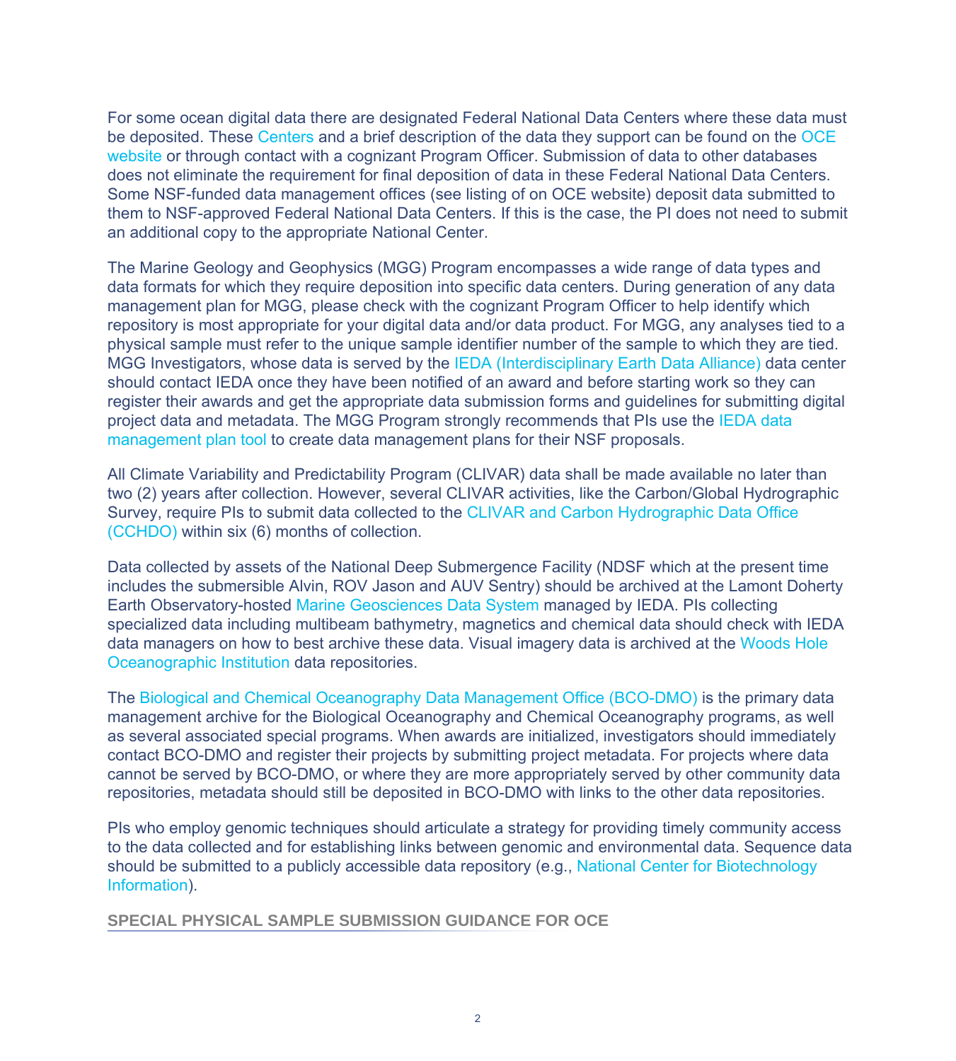For some ocean digital data there are designated Federal National Data Centers where these data must be deposited. These Centers and a brief description of the data they support can be found on the OCE website or through contact with a cognizant Program Officer. Submission of data to other databases does not eliminate the requirement for final deposition of data in these Federal National Data Centers. Some NSF-funded data management offices (see listing of on OCE website) deposit data submitted to them to NSF-approved Federal National Data Centers. If this is the case, the PI does not need to submit an additional copy to the appropriate National Center.

The Marine Geology and Geophysics (MGG) Program encompasses a wide range of data types and data formats for which they require deposition into specific data centers. During generation of any data management plan for MGG, please check with the cognizant Program Officer to help identify which repository is most appropriate for your digital data and/or data product. For MGG, any analyses tied to a physical sample must refer to the unique sample identifier number of the sample to which they are tied. MGG Investigators, whose data is served by the IEDA (Interdisciplinary Earth Data Alliance) data center should contact IEDA once they have been notified of an award and before starting work so they can register their awards and get the appropriate data submission forms and guidelines for submitting digital project data and metadata. The MGG Program strongly recommends that PIs use the IEDA data management plan tool to create data management plans for their NSF proposals.

All Climate Variability and Predictability Program (CLIVAR) data shall be made available no later than two (2) years after collection. However, several CLIVAR activities, like the Carbon/Global Hydrographic Survey, require PIs to submit data collected to the CLIVAR and Carbon Hydrographic Data Office (CCHDO) within six (6) months of collection.

Data collected by assets of the National Deep Submergence Facility (NDSF which at the present time includes the submersible Alvin, ROV Jason and AUV Sentry) should be archived at the Lamont Doherty Earth Observatory-hosted Marine Geosciences Data System managed by IEDA. PIs collecting specialized data including multibeam bathymetry, magnetics and chemical data should check with IEDA data managers on how to best archive these data. Visual imagery data is archived at the Woods Hole Oceanographic Institution data repositories.

The Biological and Chemical Oceanography Data Management Office (BCO-DMO) is the primary data management archive for the Biological Oceanography and Chemical Oceanography programs, as well as several associated special programs. When awards are initialized, investigators should immediately contact BCO-DMO and register their projects by submitting project metadata. For projects where data cannot be served by BCO-DMO, or where they are more appropriately served by other community data repositories, metadata should still be deposited in BCO-DMO with links to the other data repositories.

PIs who employ genomic techniques should articulate a strategy for providing timely community access to the data collected and for establishing links between genomic and environmental data. Sequence data should be submitted to a publicly accessible data repository (e.g., National Center for Biotechnology Information).

## SPECIAL PHYSICAL SAMPLE SUBMISSION GUIDANCE FOR OCE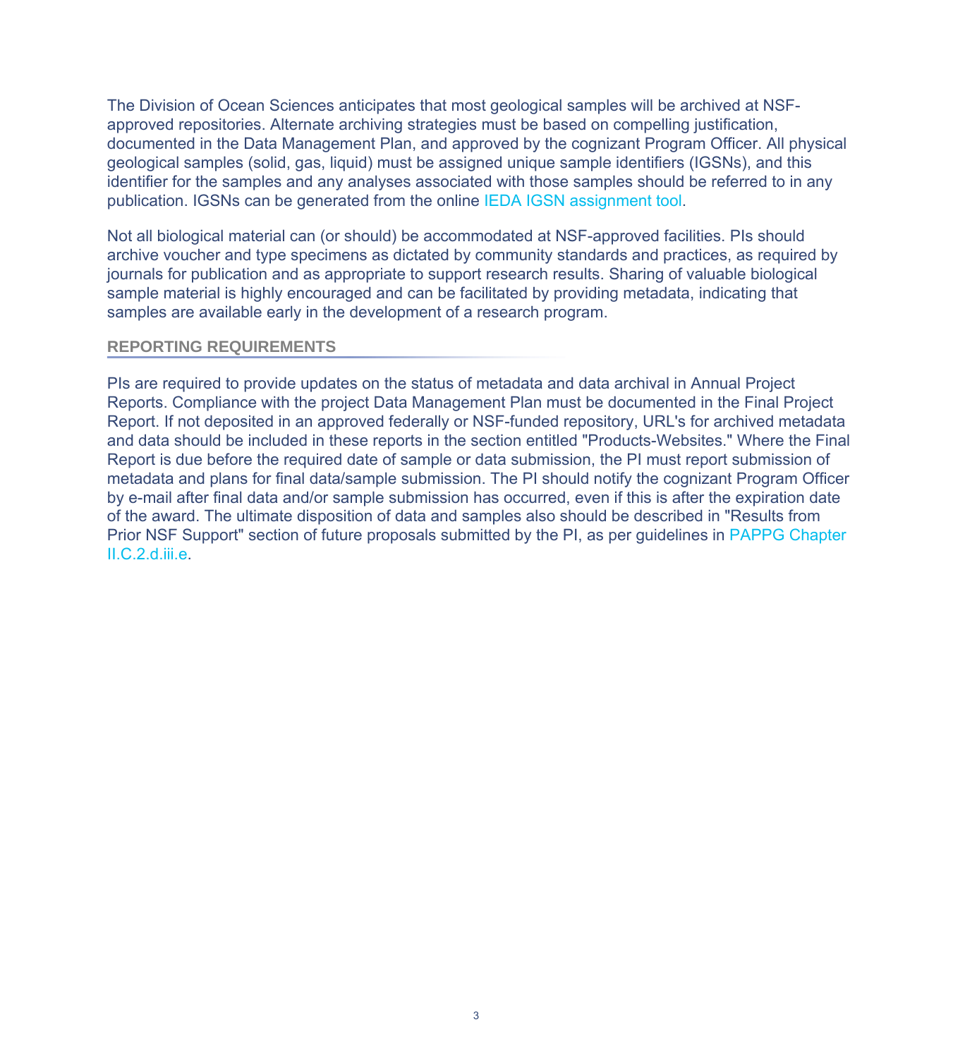The Division of Ocean Sciences anticipates that most geological samples will be archived at NSF-approved repositories. Alternate archiving strategies must be based on compelling justification, documented in the Data Management Plan, and approved by the cognizant Program Officer. All physical geological samples (solid, gas, liquid) must be assigned unique sample identifiers (IGSNs), and this identifier for the samples and any analyses associated with those samples should be referred to in any publication. IGSNs can be generated from the online IEDA IGSN assignment tool.

Not all biological material can (or should) be accommodated at NSF-approved facilities. PIs should archive voucher and type specimens as dictated by community standards and practices, as required by journals for publication and as appropriate to support research results. Sharing of valuable biological sample material is highly encouraged and can be facilitated by providing metadata, indicating that samples are available early in the development of a research program.

## REPORTING REQUIREMENTS

PIs are required to provide updates on the status of metadata and data archival in Annual Project Reports. Compliance with the project Data Management Plan must be documented in the Final Project Report. If not deposited in an approved federally or NSF-funded repository, URL's for archived metadata and data should be included in these reports in the section entitled "Products-Websites." Where the Final Report is due before the required date of sample or data submission, the PI must report submission of metadata and plans for final data/sample submission. The PI should notify the cognizant Program Officer by e-mail after final data and/or sample submission has occurred, even if this is after the expiration date of the award. The ultimate disposition of data and samples also should be described in "Results from Prior NSF Support" section of future proposals submitted by the PI, as per guidelines in PAPPG Chapter II.C.2.d.iii.e.